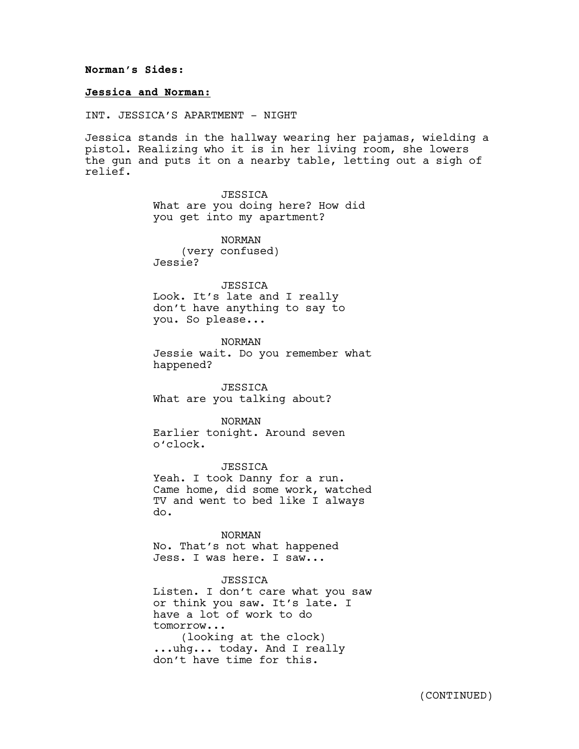**Norman's Sides:**

**<u>Jessica and Norman:</u>**

INT. JESSICA'S APARTMENT - NIGHT

Jessica stands in the hallway wearing her pajamas, wielding a pistol. Realizing who it is in her living room, she lowers the gun and puts it on a nearby table, letting out a sigh of relief.

JESSICA
What are you doing here? How did you get into my apartment?

NORMAN
(very confused)
Jessie?

JESSICA
Look. It's late and I really don't have anything to say to you. So please...

NORMAN
Jessie wait. Do you remember what happened?

JESSICA
What are you talking about?

NORMAN
Earlier tonight. Around seven o'clock.

JESSICA
Yeah. I took Danny for a run. Came home, did some work, watched TV and went to bed like I always do.

NORMAN
No. That's not what happened Jess. I was here. I saw...

JESSICA
Listen. I don't care what you saw or think you saw. It's late. I have a lot of work to do tomorrow...
(looking at the clock)
...uhg... today. And I really don't have time for this.

(CONTINUED)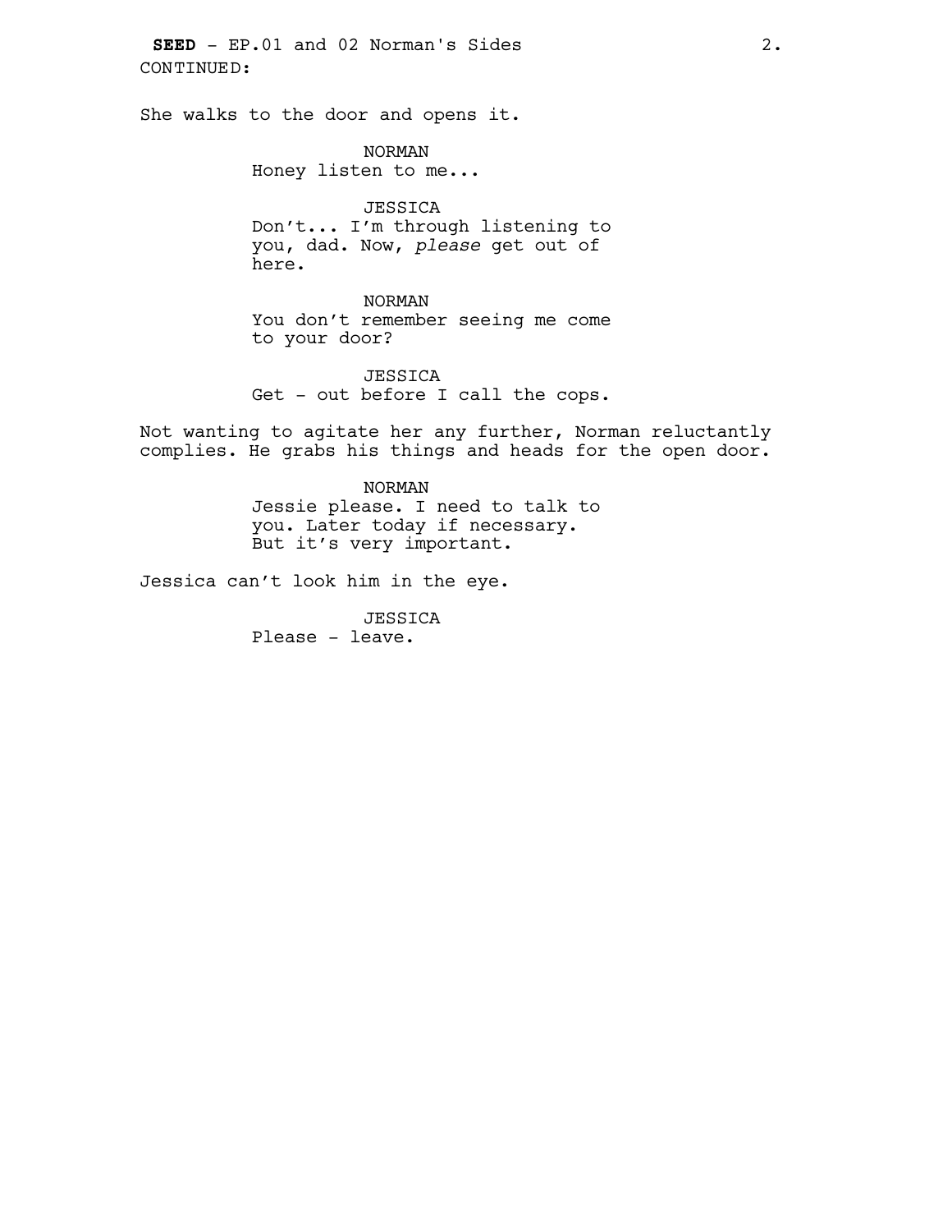CONTINUED:

She walks to the door and opens it.

NORMAN
Honey listen to me...

JESSICA
Don't... I'm through listening to you, dad. Now, *please* get out of here.

NORMAN
You don't remember seeing me come to your door?

JESSICA
Get - out before I call the cops.

Not wanting to agitate her any further, Norman reluctantly complies. He grabs his things and heads for the open door.

NORMAN
Jessie please. I need to talk to you. Later today if necessary. But it's very important.

Jessica can't look him in the eye.

JESSICA
Please - leave.